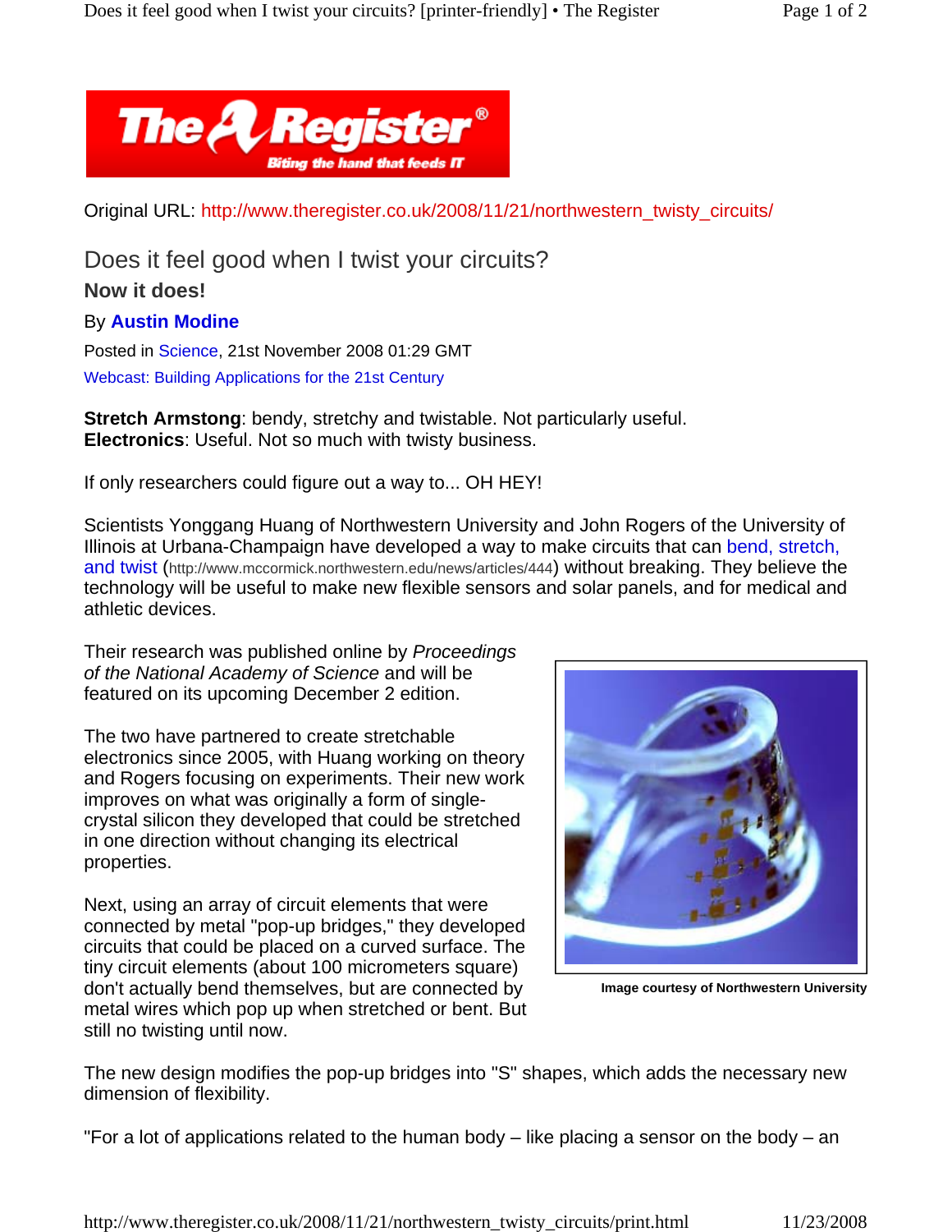Original URL: http://www.theregister.co.uk/2008/11/21/northwestern_twisty_circuits/

# Does it feel good when I twist your circuits?

### Now it does!

By **Austin Modine**

Posted in Science, 21st November 2008 01:29 GMT

Webcast: Building Applications for the 21st Century

**Stretch Armstong**: bendy, stretchy and twistable. Not particularly useful.
**Electronics**: Useful. Not so much with twisty business.

If only researchers could figure out a way to... OH HEY!

Scientists Yonggang Huang of Northwestern University and John Rogers of the University of Illinois at Urbana-Champaign have developed a way to make circuits that can bend, stretch, and twist (http://www.mccormick.northwestern.edu/news/articles/444) without breaking. They believe the technology will be useful to make new flexible sensors and solar panels, and for medical and athletic devices.

Their research was published online by *Proceedings of the National Academy of Science* and will be featured on its upcoming December 2 edition.

Image courtesy of Northwestern University

The two have partnered to create stretchable electronics since 2005, with Huang working on theory and Rogers focusing on experiments. Their new work improves on what was originally a form of single-crystal silicon they developed that could be stretched in one direction without changing its electrical properties.

Next, using an array of circuit elements that were connected by metal "pop-up bridges," they developed circuits that could be placed on a curved surface. The tiny circuit elements (about 100 micrometers square) don't actually bend themselves, but are connected by metal wires which pop up when stretched or bent. But still no twisting until now.

The new design modifies the pop-up bridges into "S" shapes, which adds the necessary new dimension of flexibility.

"For a lot of applications related to the human body – like placing a sensor on the body – an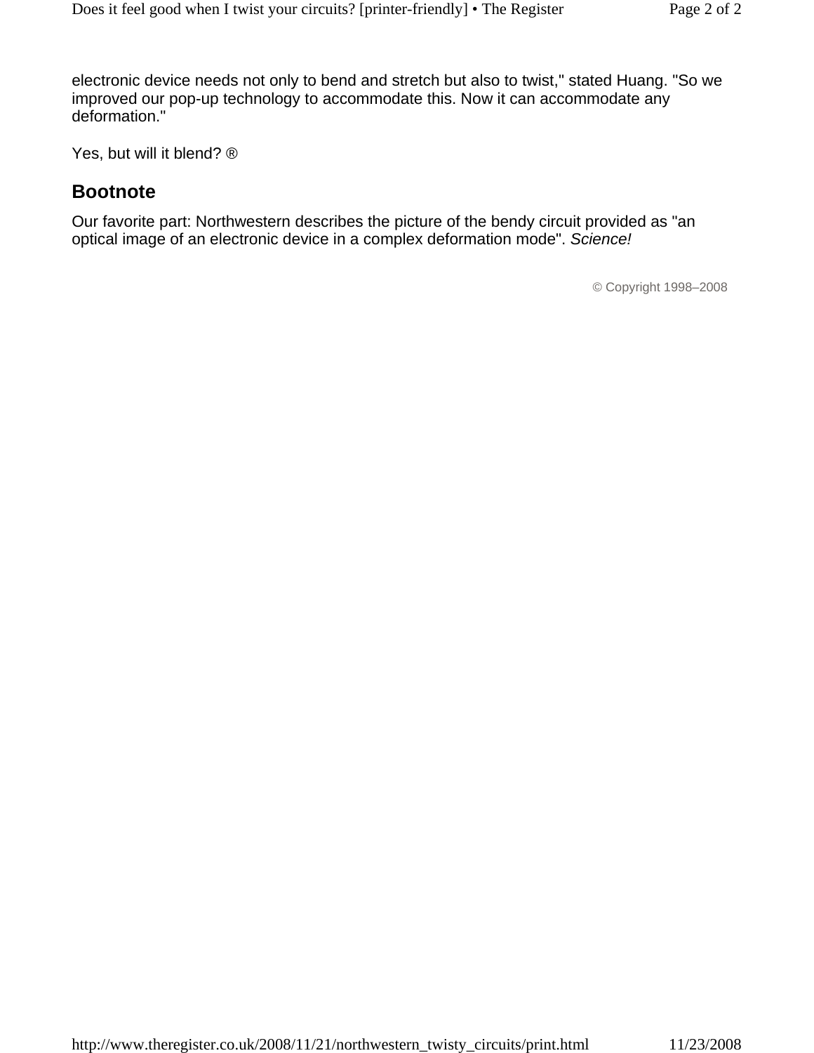electronic device needs not only to bend and stretch but also to twist," stated Huang. "So we improved our pop-up technology to accommodate this. Now it can accommodate any deformation."

Yes, but will it blend? ®

## Bootnote

Our favorite part: Northwestern describes the picture of the bendy circuit provided as "an optical image of an electronic device in a complex deformation mode". *Science!*

© Copyright 1998–2008